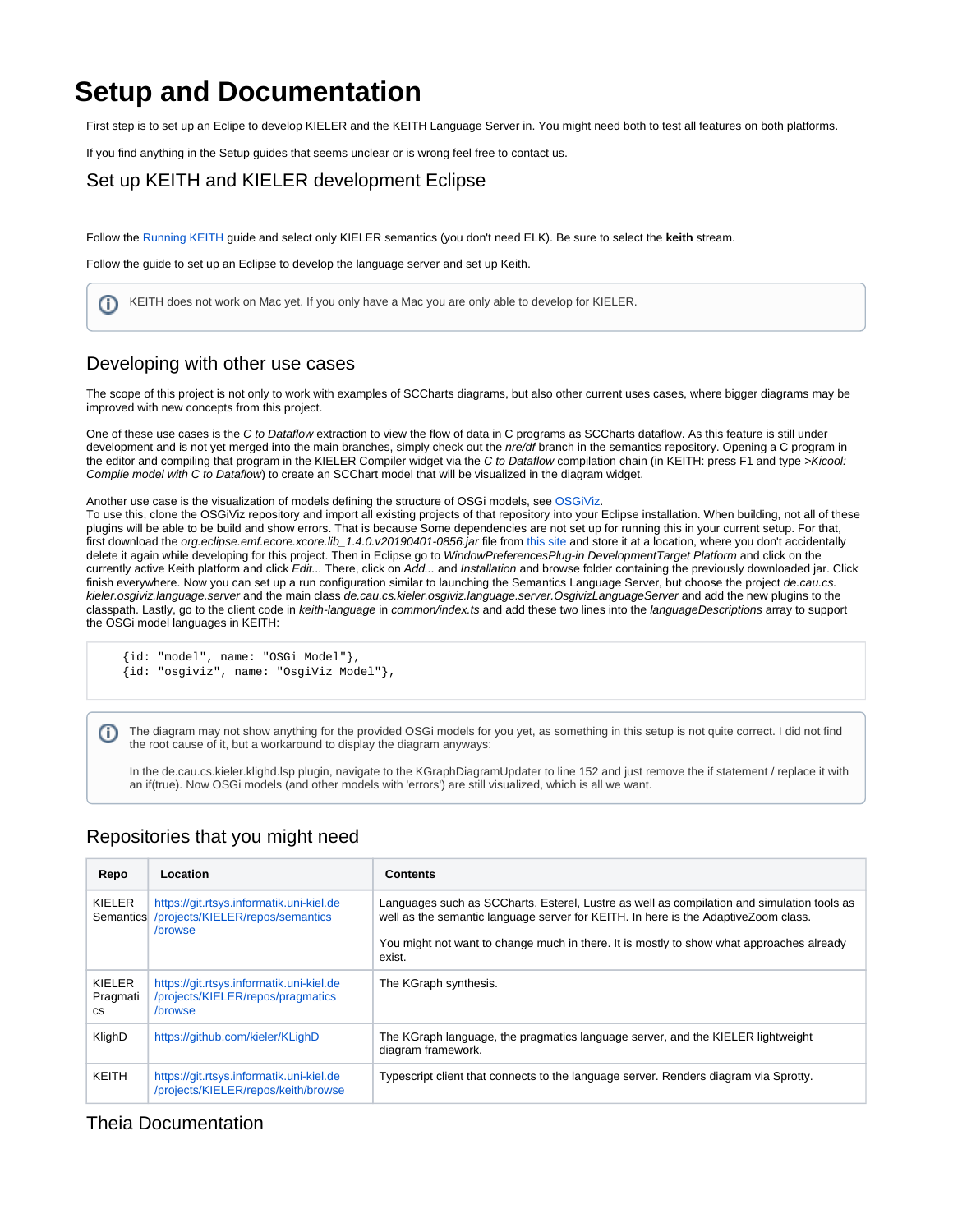# Setup and Documentation

First step is to set up an Eclipe to develop KIELER and the KEITH Language Server in. You might need both to test all features on both platforms.

If you find anything in the Setup guides that seems unclear or is wrong feel free to contact us.

## Set up KEITH and KIELER development Eclipse

Follow the Running KEITH guide and select only KIELER semantics (you don't need ELK). Be sure to select the **keith** stream.

Follow the guide to set up an Eclipse to develop the language server and set up Keith.

> KEITH does not work on Mac yet. If you only have a Mac you are only able to develop for KIELER.

## Developing with other use cases

The scope of this project is not only to work with examples of SCCharts diagrams, but also other current uses cases, where bigger diagrams may be improved with new concepts from this project.

One of these use cases is the *C to Dataflow* extraction to view the flow of data in C programs as SCCharts dataflow. As this feature is still under development and is not yet merged into the main branches, simply check out the *nre/df* branch in the semantics repository. Opening a C program in the editor and compiling that program in the KIELER Compiler widget via the *C to Dataflow* compilation chain (in KEITH: press F1 and type *>Kicool: Compile model with C to Dataflow*) to create an SCChart model that will be visualized in the diagram widget.

Another use case is the visualization of models defining the structure of OSGi models, see OSGiViz.
To use this, clone the OSGiViz repository and import all existing projects of that repository into your Eclipse installation. When building, not all of these plugins will be able to be build and show errors. That is because Some dependencies are not set up for running this in your current setup. For that, first download the *org.eclipse.emf.ecore.xcore.lib_1.4.0.v20190401-0856.jar* file from this site and store it at a location, where you don't accidentally delete it again while developing for this project. Then in Eclipse go to *WindowPreferencesPlug-in DevelopmentTarget Platform* and click on the currently active Keith platform and click *Edit...* There, click on *Add...* and *Installation* and browse folder containing the previously downloaded jar. Click finish everywhere. Now you can set up a run configuration similar to launching the Semantics Language Server, but choose the project *de.cau.cs.kieler.osgiviz.language.server* and the main class *de.cau.cs.kieler.osgiviz.language.server.OsgivizLanguageServer* and add the new plugins to the classpath. Lastly, go to the client code in *keith-language* in *common/index.ts* and add these two lines into the *languageDescriptions* array to support the OSGi model languages in KEITH:

```
{id: "model", name: "OSGi Model"},
{id: "osgiviz", name: "OsgiViz Model"},
```

> The diagram may not show anything for the provided OSGi models for you yet, as something in this setup is not quite correct. I did not find the root cause of it, but a workaround to display the diagram anyways:
>
> In the de.cau.cs.kieler.klighd.lsp plugin, navigate to the KGraphDiagramUpdater to line 152 and just remove the if statement / replace it with an if(true). Now OSGi models (and other models with 'errors') are still visualized, which is all we want.

## Repositories that you might need

| Repo | Location | Contents |
|---|---|---|
| KIELER Semantics | https://git.rtsys.informatik.uni-kiel.de/projects/KIELER/repos/semantics/browse | Languages such as SCCharts, Esterel, Lustre as well as compilation and simulation tools as well as the semantic language server for KEITH. In here is the AdaptiveZoom class.<br><br>You might not want to change much in there. It is mostly to show what approaches already exist. |
| KIELER Pragmatics | https://git.rtsys.informatik.uni-kiel.de/projects/KIELER/repos/pragmatics/browse | The KGraph synthesis. |
| KlighD | https://github.com/kieler/KLighD | The KGraph language, the pragmatics language server, and the KIELER lightweight diagram framework. |
| KEITH | https://git.rtsys.informatik.uni-kiel.de/projects/KIELER/repos/keith/browse | Typescript client that connects to the language server. Renders diagram via Sprotty. |

## Theia Documentation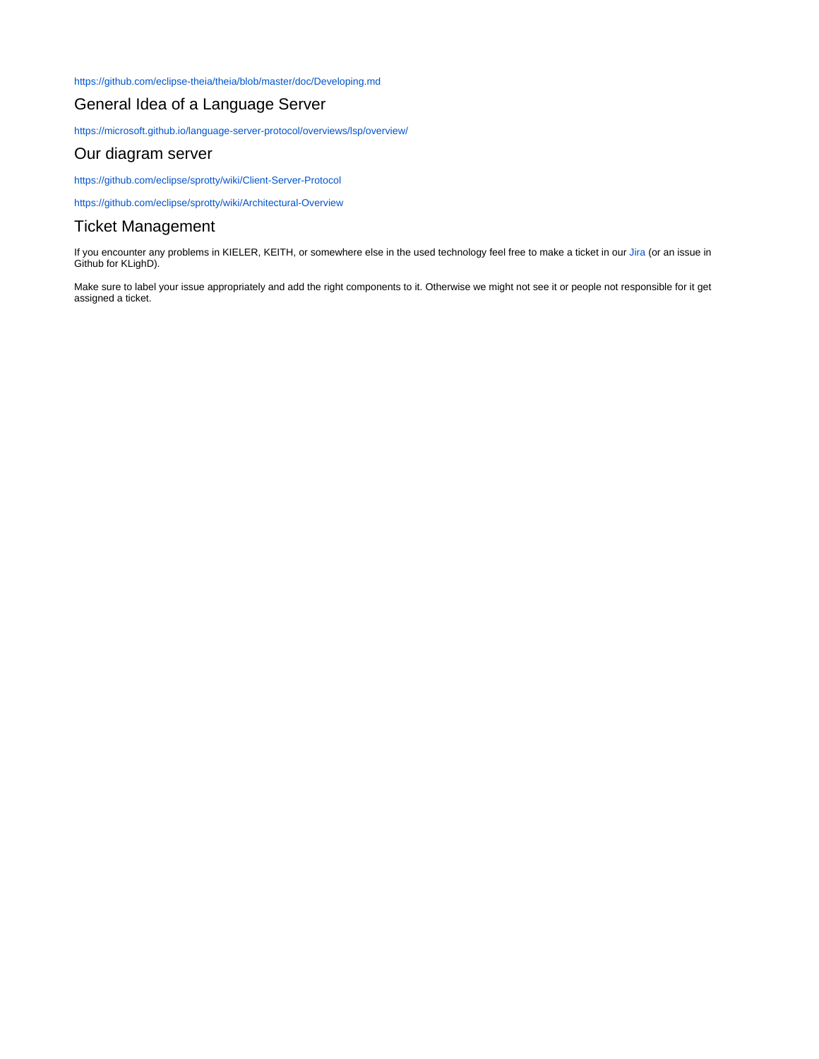https://github.com/eclipse-theia/theia/blob/master/doc/Developing.md

## General Idea of a Language Server

https://microsoft.github.io/language-server-protocol/overviews/lsp/overview/

## Our diagram server

https://github.com/eclipse/sprotty/wiki/Client-Server-Protocol

https://github.com/eclipse/sprotty/wiki/Architectural-Overview

## Ticket Management

If you encounter any problems in KIELER, KEITH, or somewhere else in the used technology feel free to make a ticket in our Jira (or an issue in Github for KLighD).

Make sure to label your issue appropriately and add the right components to it. Otherwise we might not see it or people not responsible for it get assigned a ticket.